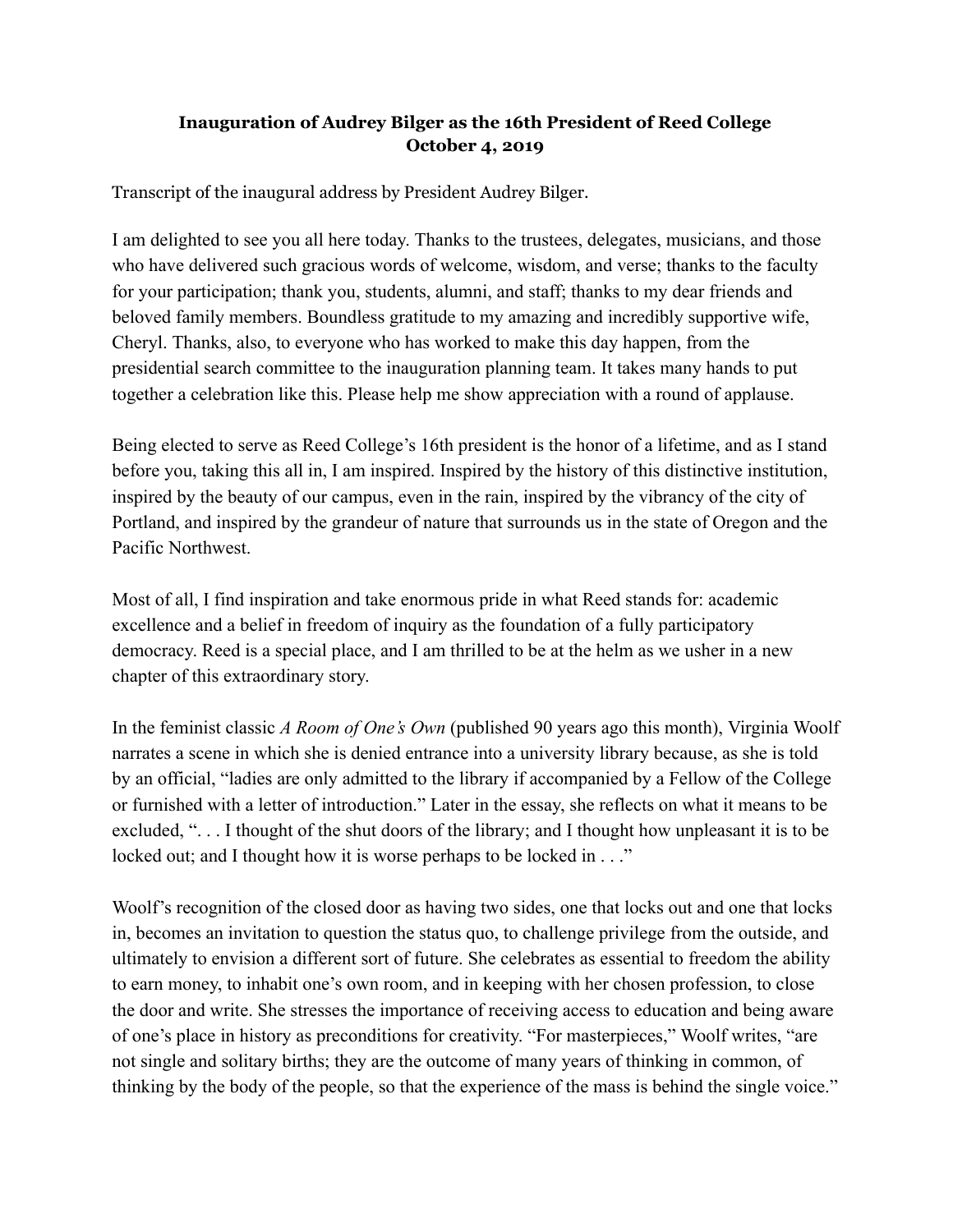**Inauguration of Audrey Bilger as the 16th President of Reed College**
**October 4, 2019**

Transcript of the inaugural address by President Audrey Bilger.

I am delighted to see you all here today. Thanks to the trustees, delegates, musicians, and those who have delivered such gracious words of welcome, wisdom, and verse; thanks to the faculty for your participation; thank you, students, alumni, and staff; thanks to my dear friends and beloved family members. Boundless gratitude to my amazing and incredibly supportive wife, Cheryl. Thanks, also, to everyone who has worked to make this day happen, from the presidential search committee to the inauguration planning team. It takes many hands to put together a celebration like this. Please help me show appreciation with a round of applause.

Being elected to serve as Reed College's 16th president is the honor of a lifetime, and as I stand before you, taking this all in, I am inspired. Inspired by the history of this distinctive institution, inspired by the beauty of our campus, even in the rain, inspired by the vibrancy of the city of Portland, and inspired by the grandeur of nature that surrounds us in the state of Oregon and the Pacific Northwest.

Most of all, I find inspiration and take enormous pride in what Reed stands for: academic excellence and a belief in freedom of inquiry as the foundation of a fully participatory democracy. Reed is a special place, and I am thrilled to be at the helm as we usher in a new chapter of this extraordinary story.

In the feminist classic *A Room of One's Own* (published 90 years ago this month), Virginia Woolf narrates a scene in which she is denied entrance into a university library because, as she is told by an official, "ladies are only admitted to the library if accompanied by a Fellow of the College or furnished with a letter of introduction." Later in the essay, she reflects on what it means to be excluded, ". . . I thought of the shut doors of the library; and I thought how unpleasant it is to be locked out; and I thought how it is worse perhaps to be locked in . . ."

Woolf's recognition of the closed door as having two sides, one that locks out and one that locks in, becomes an invitation to question the status quo, to challenge privilege from the outside, and ultimately to envision a different sort of future. She celebrates as essential to freedom the ability to earn money, to inhabit one's own room, and in keeping with her chosen profession, to close the door and write. She stresses the importance of receiving access to education and being aware of one's place in history as preconditions for creativity. "For masterpieces," Woolf writes, "are not single and solitary births; they are the outcome of many years of thinking in common, of thinking by the body of the people, so that the experience of the mass is behind the single voice."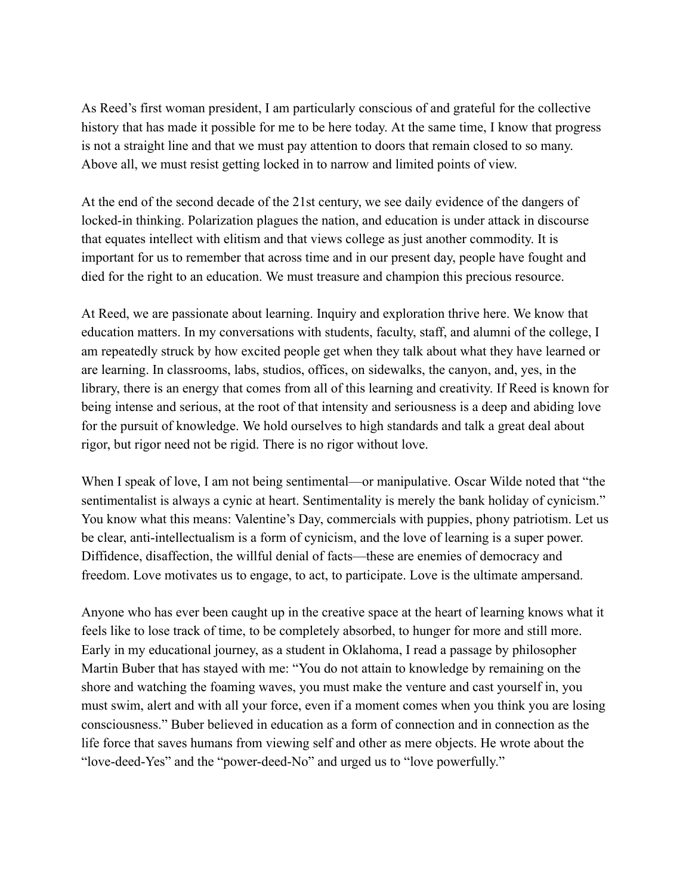As Reed's first woman president, I am particularly conscious of and grateful for the collective history that has made it possible for me to be here today. At the same time, I know that progress is not a straight line and that we must pay attention to doors that remain closed to so many. Above all, we must resist getting locked in to narrow and limited points of view.

At the end of the second decade of the 21st century, we see daily evidence of the dangers of locked-in thinking. Polarization plagues the nation, and education is under attack in discourse that equates intellect with elitism and that views college as just another commodity. It is important for us to remember that across time and in our present day, people have fought and died for the right to an education. We must treasure and champion this precious resource.

At Reed, we are passionate about learning. Inquiry and exploration thrive here. We know that education matters. In my conversations with students, faculty, staff, and alumni of the college, I am repeatedly struck by how excited people get when they talk about what they have learned or are learning. In classrooms, labs, studios, offices, on sidewalks, the canyon, and, yes, in the library, there is an energy that comes from all of this learning and creativity. If Reed is known for being intense and serious, at the root of that intensity and seriousness is a deep and abiding love for the pursuit of knowledge. We hold ourselves to high standards and talk a great deal about rigor, but rigor need not be rigid. There is no rigor without love.

When I speak of love, I am not being sentimental—or manipulative. Oscar Wilde noted that "the sentimentalist is always a cynic at heart. Sentimentality is merely the bank holiday of cynicism." You know what this means: Valentine's Day, commercials with puppies, phony patriotism. Let us be clear, anti-intellectualism is a form of cynicism, and the love of learning is a super power. Diffidence, disaffection, the willful denial of facts—these are enemies of democracy and freedom. Love motivates us to engage, to act, to participate. Love is the ultimate ampersand.

Anyone who has ever been caught up in the creative space at the heart of learning knows what it feels like to lose track of time, to be completely absorbed, to hunger for more and still more. Early in my educational journey, as a student in Oklahoma, I read a passage by philosopher Martin Buber that has stayed with me: "You do not attain to knowledge by remaining on the shore and watching the foaming waves, you must make the venture and cast yourself in, you must swim, alert and with all your force, even if a moment comes when you think you are losing consciousness." Buber believed in education as a form of connection and in connection as the life force that saves humans from viewing self and other as mere objects. He wrote about the "love-deed-Yes" and the "power-deed-No" and urged us to "love powerfully."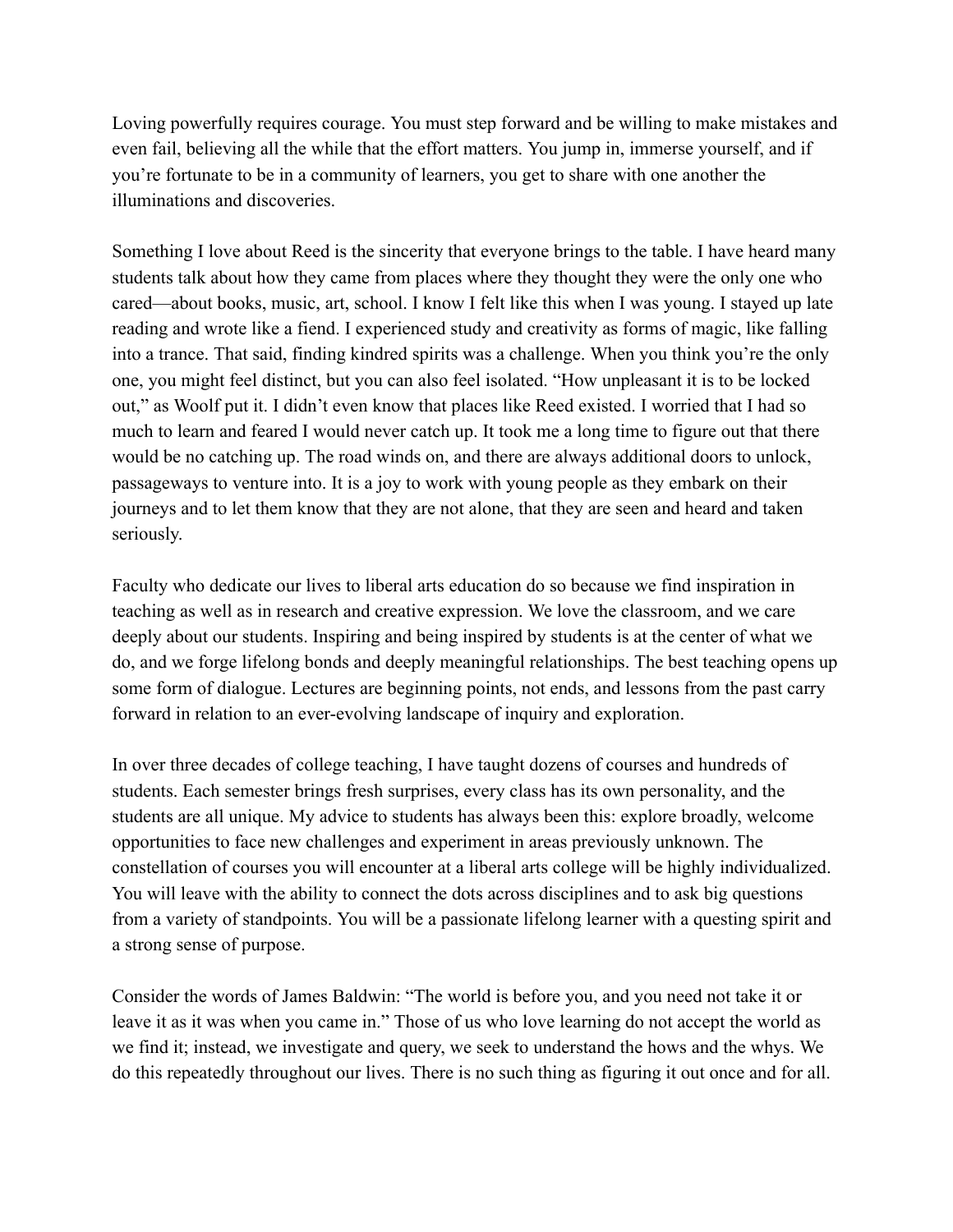Loving powerfully requires courage. You must step forward and be willing to make mistakes and even fail, believing all the while that the effort matters. You jump in, immerse yourself, and if you're fortunate to be in a community of learners, you get to share with one another the illuminations and discoveries.

Something I love about Reed is the sincerity that everyone brings to the table. I have heard many students talk about how they came from places where they thought they were the only one who cared—about books, music, art, school. I know I felt like this when I was young. I stayed up late reading and wrote like a fiend. I experienced study and creativity as forms of magic, like falling into a trance. That said, finding kindred spirits was a challenge. When you think you're the only one, you might feel distinct, but you can also feel isolated. "How unpleasant it is to be locked out," as Woolf put it. I didn't even know that places like Reed existed. I worried that I had so much to learn and feared I would never catch up. It took me a long time to figure out that there would be no catching up. The road winds on, and there are always additional doors to unlock, passageways to venture into. It is a joy to work with young people as they embark on their journeys and to let them know that they are not alone, that they are seen and heard and taken seriously.

Faculty who dedicate our lives to liberal arts education do so because we find inspiration in teaching as well as in research and creative expression. We love the classroom, and we care deeply about our students. Inspiring and being inspired by students is at the center of what we do, and we forge lifelong bonds and deeply meaningful relationships. The best teaching opens up some form of dialogue. Lectures are beginning points, not ends, and lessons from the past carry forward in relation to an ever-evolving landscape of inquiry and exploration.

In over three decades of college teaching, I have taught dozens of courses and hundreds of students. Each semester brings fresh surprises, every class has its own personality, and the students are all unique. My advice to students has always been this: explore broadly, welcome opportunities to face new challenges and experiment in areas previously unknown. The constellation of courses you will encounter at a liberal arts college will be highly individualized. You will leave with the ability to connect the dots across disciplines and to ask big questions from a variety of standpoints. You will be a passionate lifelong learner with a questing spirit and a strong sense of purpose.

Consider the words of James Baldwin: "The world is before you, and you need not take it or leave it as it was when you came in." Those of us who love learning do not accept the world as we find it; instead, we investigate and query, we seek to understand the hows and the whys. We do this repeatedly throughout our lives. There is no such thing as figuring it out once and for all.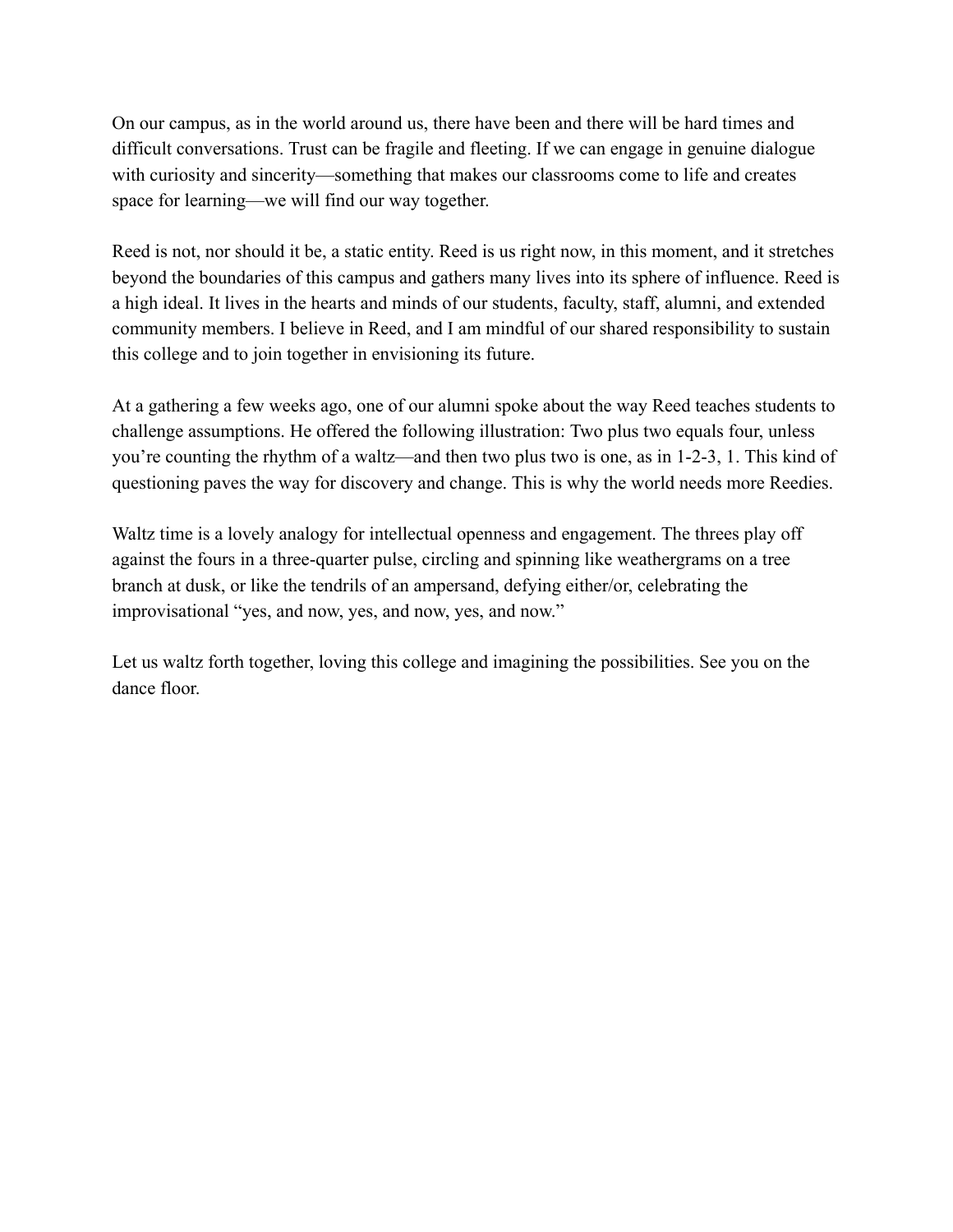On our campus, as in the world around us, there have been and there will be hard times and difficult conversations. Trust can be fragile and fleeting. If we can engage in genuine dialogue with curiosity and sincerity—something that makes our classrooms come to life and creates space for learning—we will find our way together.

Reed is not, nor should it be, a static entity. Reed is us right now, in this moment, and it stretches beyond the boundaries of this campus and gathers many lives into its sphere of influence. Reed is a high ideal. It lives in the hearts and minds of our students, faculty, staff, alumni, and extended community members. I believe in Reed, and I am mindful of our shared responsibility to sustain this college and to join together in envisioning its future.

At a gathering a few weeks ago, one of our alumni spoke about the way Reed teaches students to challenge assumptions. He offered the following illustration: Two plus two equals four, unless you're counting the rhythm of a waltz—and then two plus two is one, as in 1-2-3, 1. This kind of questioning paves the way for discovery and change. This is why the world needs more Reedies.

Waltz time is a lovely analogy for intellectual openness and engagement. The threes play off against the fours in a three-quarter pulse, circling and spinning like weathergrams on a tree branch at dusk, or like the tendrils of an ampersand, defying either/or, celebrating the improvisational "yes, and now, yes, and now, yes, and now."

Let us waltz forth together, loving this college and imagining the possibilities. See you on the dance floor.